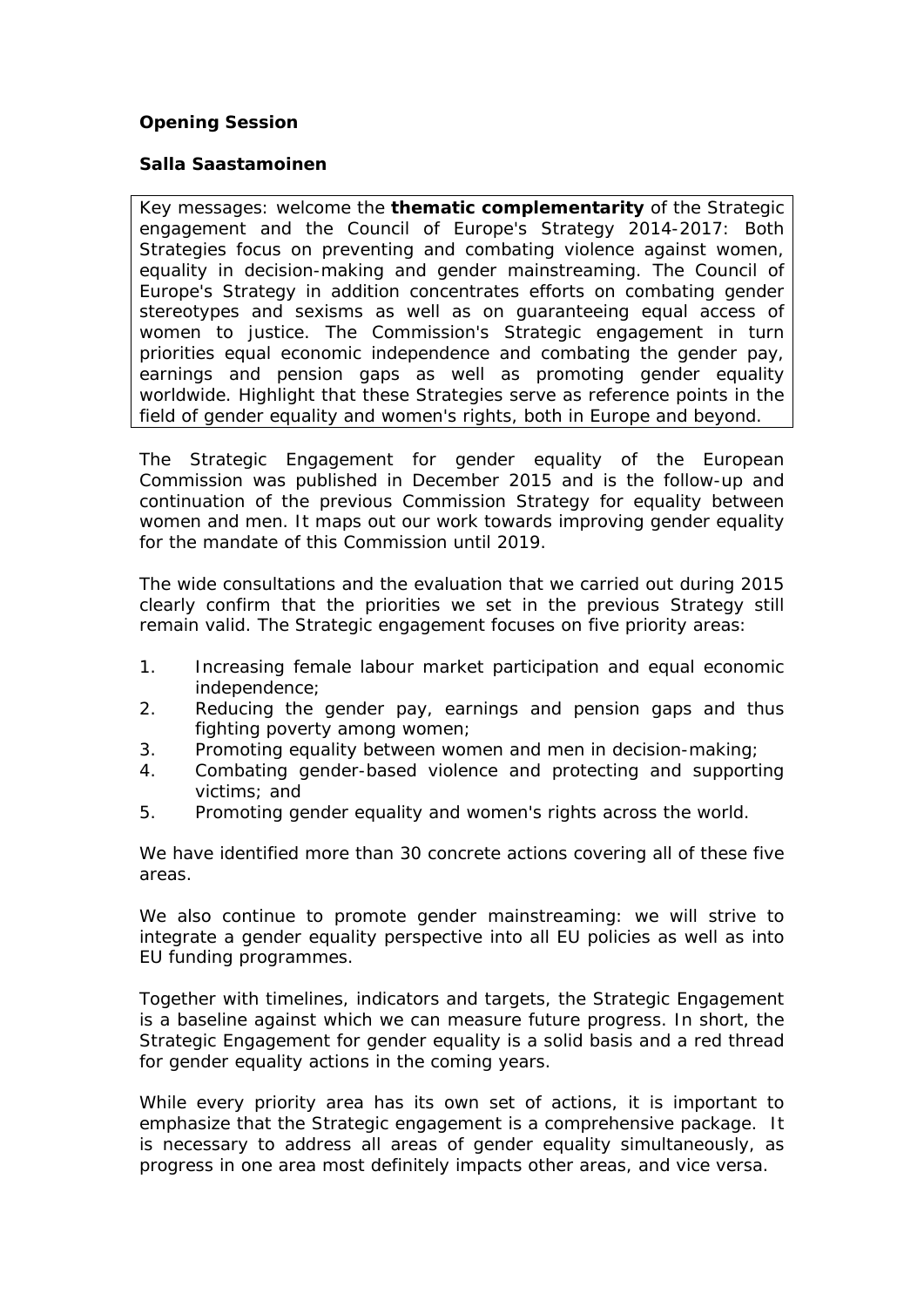**Opening Session**

**Salla Saastamoinen**

> Key messages: welcome the **thematic complementarity** of the Strategic engagement and the Council of Europe's Strategy 2014-2017: Both Strategies focus on preventing and combating violence against women, equality in decision-making and gender mainstreaming. The Council of Europe's Strategy in addition concentrates efforts on combating gender stereotypes and sexisms as well as on guaranteeing equal access of women to justice. The Commission's Strategic engagement in turn priorities equal economic independence and combating the gender pay, earnings and pension gaps as well as promoting gender equality worldwide. Highlight that these Strategies serve as reference points in the field of gender equality and women's rights, both in Europe and beyond.

The Strategic Engagement for gender equality of the European Commission was published in December 2015 and is the follow-up and continuation of the previous Commission Strategy for equality between women and men. It maps out our work towards improving gender equality for the mandate of this Commission until 2019.

The wide consultations and the evaluation that we carried out during 2015 clearly confirm that the priorities we set in the previous Strategy still remain valid. The Strategic engagement focuses on five priority areas:

1. Increasing female labour market participation and equal economic independence;
2. Reducing the gender pay, earnings and pension gaps and thus fighting poverty among women;
3. Promoting equality between women and men in decision-making;
4. Combating gender-based violence and protecting and supporting victims; and
5. Promoting gender equality and women's rights across the world.

We have identified more than 30 concrete actions covering all of these five areas.

We also continue to promote gender mainstreaming: we will strive to integrate a gender equality perspective into all EU policies as well as into EU funding programmes.

Together with timelines, indicators and targets, the Strategic Engagement is a baseline against which we can measure future progress. In short, the Strategic Engagement for gender equality is a solid basis and a red thread for gender equality actions in the coming years.

While every priority area has its own set of actions, it is important to emphasize that the Strategic engagement is a comprehensive package. It is necessary to address all areas of gender equality simultaneously, as progress in one area most definitely impacts other areas, and vice versa.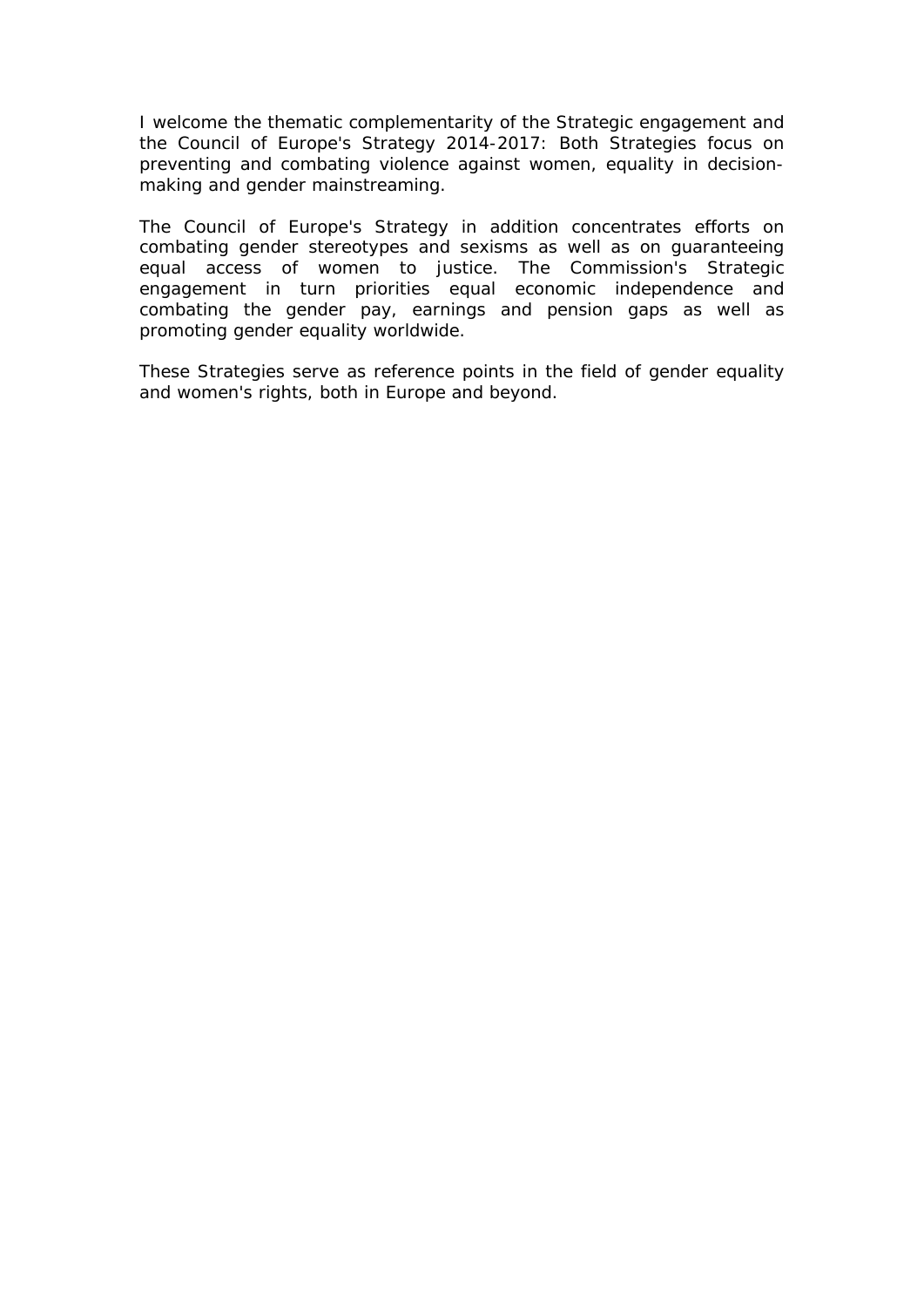I welcome the thematic complementarity of the Strategic engagement and the Council of Europe's Strategy 2014-2017: Both Strategies focus on preventing and combating violence against women, equality in decision-making and gender mainstreaming.

The Council of Europe's Strategy in addition concentrates efforts on combating gender stereotypes and sexisms as well as on guaranteeing equal access of women to justice. The Commission's Strategic engagement in turn priorities equal economic independence and combating the gender pay, earnings and pension gaps as well as promoting gender equality worldwide.

These Strategies serve as reference points in the field of gender equality and women's rights, both in Europe and beyond.